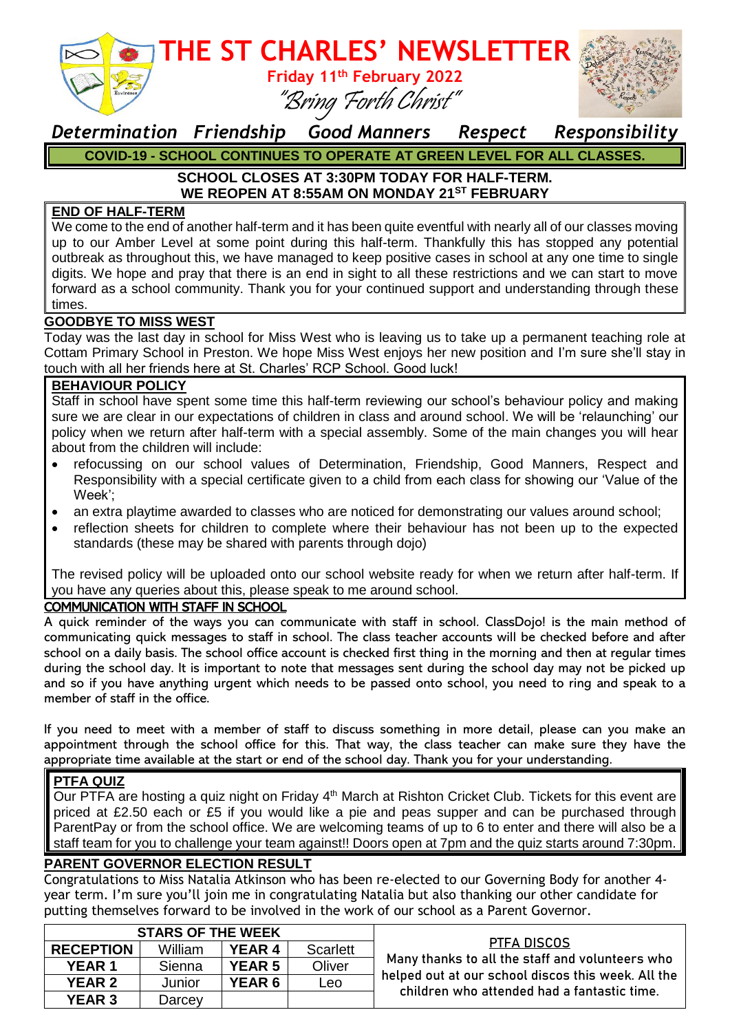# THE ST CHARLES' NEWSLETTER

**Friday 11th February 2022**

*"Bring Forth Christ"*

*Determination Friendship Good Manners Respect Responsibility*

**COVID-19 - SCHOOL CONTINUES TO OPERATE AT GREEN LEVEL FOR ALL CLASSES.**

**SCHOOL CLOSES AT 3:30PM TODAY FOR HALF-TERM.**
**WE REOPEN AT 8:55AM ON MONDAY 21ST FEBRUARY**

## END OF HALF-TERM

We come to the end of another half-term and it has been quite eventful with nearly all of our classes moving up to our Amber Level at some point during this half-term. Thankfully this has stopped any potential outbreak as throughout this, we have managed to keep positive cases in school at any one time to single digits. We hope and pray that there is an end in sight to all these restrictions and we can start to move forward as a school community. Thank you for your continued support and understanding through these times.

## GOODBYE TO MISS WEST

Today was the last day in school for Miss West who is leaving us to take up a permanent teaching role at Cottam Primary School in Preston. We hope Miss West enjoys her new position and I'm sure she'll stay in touch with all her friends here at St. Charles' RCP School. Good luck!

## BEHAVIOUR POLICY

Staff in school have spent some time this half-term reviewing our school's behaviour policy and making sure we are clear in our expectations of children in class and around school. We will be 'relaunching' our policy when we return after half-term with a special assembly. Some of the main changes you will hear about from the children will include:

- refocussing on our school values of Determination, Friendship, Good Manners, Respect and Responsibility with a special certificate given to a child from each class for showing our 'Value of the Week';
- an extra playtime awarded to classes who are noticed for demonstrating our values around school;
- reflection sheets for children to complete where their behaviour has not been up to the expected standards (these may be shared with parents through dojo)

The revised policy will be uploaded onto our school website ready for when we return after half-term. If you have any queries about this, please speak to me around school.

## COMMUNICATION WITH STAFF IN SCHOOL

A quick reminder of the ways you can communicate with staff in school. ClassDojo! is the main method of communicating quick messages to staff in school. The class teacher accounts will be checked before and after school on a daily basis. The school office account is checked first thing in the morning and then at regular times during the school day. It is important to note that messages sent during the school day may not be picked up and so if you have anything urgent which needs to be passed onto school, you need to ring and speak to a member of staff in the office.

If you need to meet with a member of staff to discuss something in more detail, please can you make an appointment through the school office for this. That way, the class teacher can make sure they have the appropriate time available at the start or end of the school day. Thank you for your understanding.

## PTFA QUIZ

Our PTFA are hosting a quiz night on Friday 4th March at Rishton Cricket Club. Tickets for this event are priced at £2.50 each or £5 if you would like a pie and peas supper and can be purchased through ParentPay or from the school office. We are welcoming teams of up to 6 to enter and there will also be a staff team for you to challenge your team against!! Doors open at 7pm and the quiz starts around 7:30pm.

## PARENT GOVERNOR ELECTION RESULT

Congratulations to Miss Natalia Atkinson who has been re-elected to our Governing Body for another 4-year term. I'm sure you'll join me in congratulating Natalia but also thanking our other candidate for putting themselves forward to be involved in the work of our school as a Parent Governor.

| STARS OF THE WEEK | | | |
|---|---|---|---|
| **RECEPTION** | William | **YEAR 4** | Scarlett |
| **YEAR 1** | Sienna | **YEAR 5** | Oliver |
| **YEAR 2** | Junior | **YEAR 6** | Leo |
| **YEAR 3** | Darcey | | |

## PTFA DISCOS

Many thanks to all the staff and volunteers who helped out at our school discos this week. All the children who attended had a fantastic time.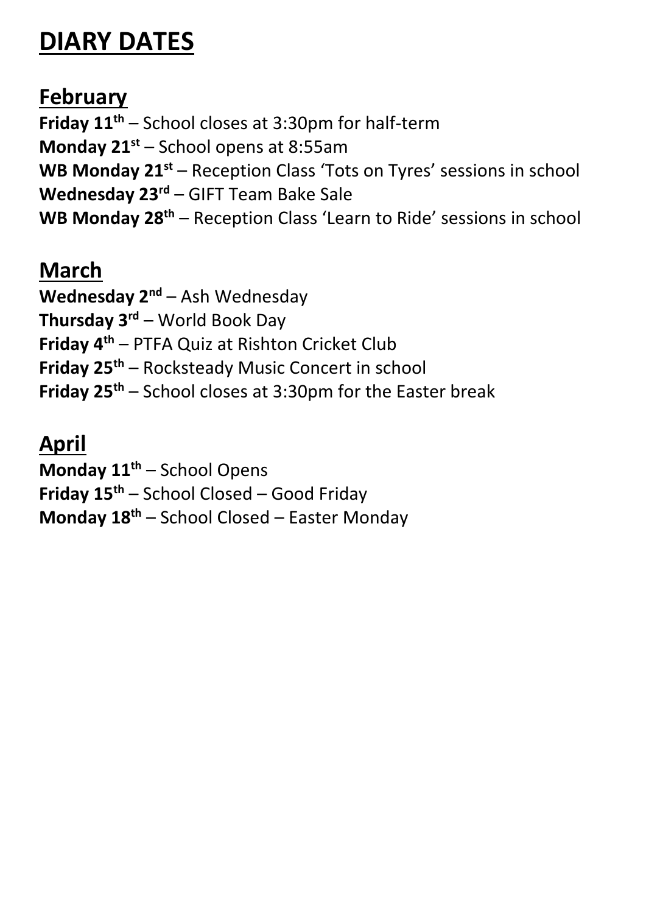# DIARY DATES

## February

**Friday 11th** – School closes at 3:30pm for half-term
**Monday 21st** – School opens at 8:55am
**WB Monday 21st** – Reception Class 'Tots on Tyres' sessions in school
**Wednesday 23rd** – GIFT Team Bake Sale
**WB Monday 28th** – Reception Class 'Learn to Ride' sessions in school

## March

**Wednesday 2nd** – Ash Wednesday
**Thursday 3rd** – World Book Day
**Friday 4th** – PTFA Quiz at Rishton Cricket Club
**Friday 25th** – Rocksteady Music Concert in school
**Friday 25th** – School closes at 3:30pm for the Easter break

## April

**Monday 11th** – School Opens
**Friday 15th** – School Closed – Good Friday
**Monday 18th** – School Closed – Easter Monday